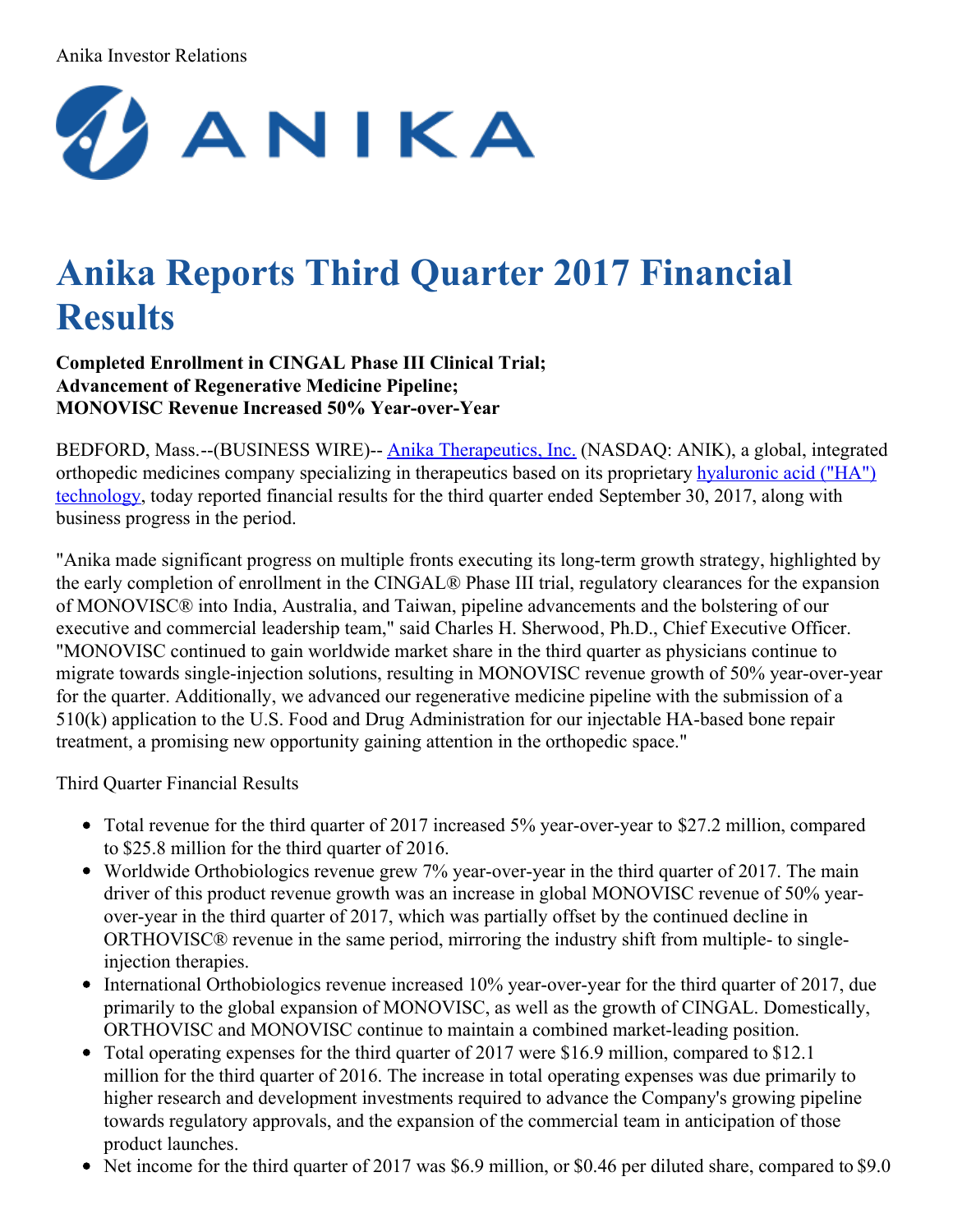Anika Investor Relations

# Anika Reports Third Quarter 2017 Financial Results

**Completed Enrollment in CINGAL Phase III Clinical Trial;**
**Advancement of Regenerative Medicine Pipeline;**
**MONOVISC Revenue Increased 50% Year-over-Year**

BEDFORD, Mass.--(BUSINESS WIRE)-- Anika Therapeutics, Inc. (NASDAQ: ANIK), a global, integrated orthopedic medicines company specializing in therapeutics based on its proprietary hyaluronic acid ("HA") technology, today reported financial results for the third quarter ended September 30, 2017, along with business progress in the period.

"Anika made significant progress on multiple fronts executing its long-term growth strategy, highlighted by the early completion of enrollment in the CINGAL® Phase III trial, regulatory clearances for the expansion of MONOVISC® into India, Australia, and Taiwan, pipeline advancements and the bolstering of our executive and commercial leadership team," said Charles H. Sherwood, Ph.D., Chief Executive Officer. "MONOVISC continued to gain worldwide market share in the third quarter as physicians continue to migrate towards single-injection solutions, resulting in MONOVISC revenue growth of 50% year-over-year for the quarter. Additionally, we advanced our regenerative medicine pipeline with the submission of a 510(k) application to the U.S. Food and Drug Administration for our injectable HA-based bone repair treatment, a promising new opportunity gaining attention in the orthopedic space."

Third Quarter Financial Results

- Total revenue for the third quarter of 2017 increased 5% year-over-year to $27.2 million, compared to $25.8 million for the third quarter of 2016.
- Worldwide Orthobiologics revenue grew 7% year-over-year in the third quarter of 2017. The main driver of this product revenue growth was an increase in global MONOVISC revenue of 50% year-over-year in the third quarter of 2017, which was partially offset by the continued decline in ORTHOVISC® revenue in the same period, mirroring the industry shift from multiple- to single-injection therapies.
- International Orthobiologics revenue increased 10% year-over-year for the third quarter of 2017, due primarily to the global expansion of MONOVISC, as well as the growth of CINGAL. Domestically, ORTHOVISC and MONOVISC continue to maintain a combined market-leading position.
- Total operating expenses for the third quarter of 2017 were $16.9 million, compared to $12.1 million for the third quarter of 2016. The increase in total operating expenses was due primarily to higher research and development investments required to advance the Company's growing pipeline towards regulatory approvals, and the expansion of the commercial team in anticipation of those product launches.
- Net income for the third quarter of 2017 was $6.9 million, or $0.46 per diluted share, compared to $9.0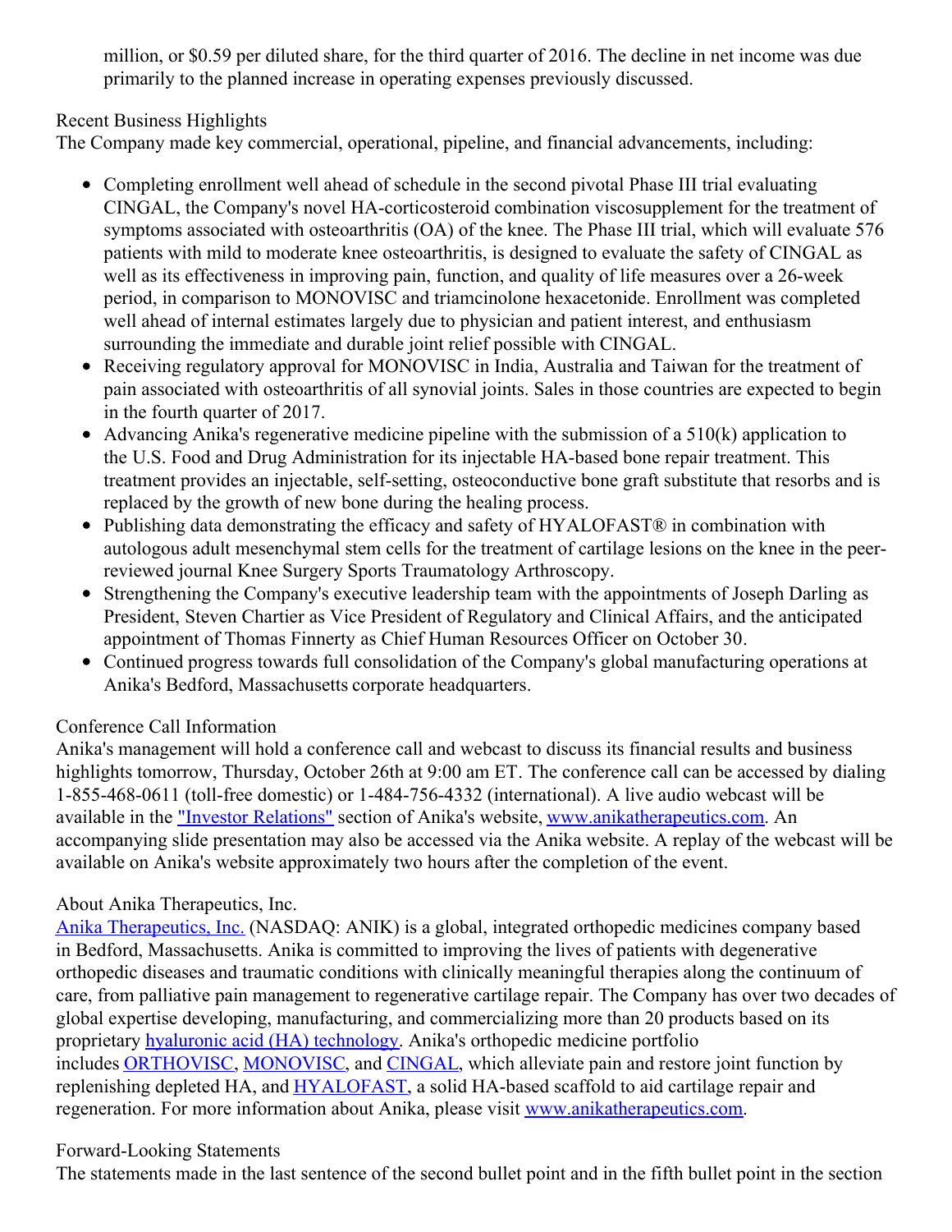million, or $0.59 per diluted share, for the third quarter of 2016. The decline in net income was due primarily to the planned increase in operating expenses previously discussed.

Recent Business Highlights

The Company made key commercial, operational, pipeline, and financial advancements, including:

- Completing enrollment well ahead of schedule in the second pivotal Phase III trial evaluating CINGAL, the Company's novel HA-corticosteroid combination viscosupplement for the treatment of symptoms associated with osteoarthritis (OA) of the knee. The Phase III trial, which will evaluate 576 patients with mild to moderate knee osteoarthritis, is designed to evaluate the safety of CINGAL as well as its effectiveness in improving pain, function, and quality of life measures over a 26-week period, in comparison to MONOVISC and triamcinolone hexacetonide. Enrollment was completed well ahead of internal estimates largely due to physician and patient interest, and enthusiasm surrounding the immediate and durable joint relief possible with CINGAL.
- Receiving regulatory approval for MONOVISC in India, Australia and Taiwan for the treatment of pain associated with osteoarthritis of all synovial joints. Sales in those countries are expected to begin in the fourth quarter of 2017.
- Advancing Anika's regenerative medicine pipeline with the submission of a 510(k) application to the U.S. Food and Drug Administration for its injectable HA-based bone repair treatment. This treatment provides an injectable, self-setting, osteoconductive bone graft substitute that resorbs and is replaced by the growth of new bone during the healing process.
- Publishing data demonstrating the efficacy and safety of HYALOFAST® in combination with autologous adult mesenchymal stem cells for the treatment of cartilage lesions on the knee in the peer-reviewed journal Knee Surgery Sports Traumatology Arthroscopy.
- Strengthening the Company's executive leadership team with the appointments of Joseph Darling as President, Steven Chartier as Vice President of Regulatory and Clinical Affairs, and the anticipated appointment of Thomas Finnerty as Chief Human Resources Officer on October 30.
- Continued progress towards full consolidation of the Company's global manufacturing operations at Anika's Bedford, Massachusetts corporate headquarters.

Conference Call Information

Anika's management will hold a conference call and webcast to discuss its financial results and business highlights tomorrow, Thursday, October 26th at 9:00 am ET. The conference call can be accessed by dialing 1-855-468-0611 (toll-free domestic) or 1-484-756-4332 (international). A live audio webcast will be available in the "Investor Relations" section of Anika's website, www.anikatherapeutics.com. An accompanying slide presentation may also be accessed via the Anika website. A replay of the webcast will be available on Anika's website approximately two hours after the completion of the event.

About Anika Therapeutics, Inc.

Anika Therapeutics, Inc. (NASDAQ: ANIK) is a global, integrated orthopedic medicines company based in Bedford, Massachusetts. Anika is committed to improving the lives of patients with degenerative orthopedic diseases and traumatic conditions with clinically meaningful therapies along the continuum of care, from palliative pain management to regenerative cartilage repair. The Company has over two decades of global expertise developing, manufacturing, and commercializing more than 20 products based on its proprietary hyaluronic acid (HA) technology. Anika's orthopedic medicine portfolio includes ORTHOVISC, MONOVISC, and CINGAL, which alleviate pain and restore joint function by replenishing depleted HA, and HYALOFAST, a solid HA-based scaffold to aid cartilage repair and regeneration. For more information about Anika, please visit www.anikatherapeutics.com.

Forward-Looking Statements

The statements made in the last sentence of the second bullet point and in the fifth bullet point in the section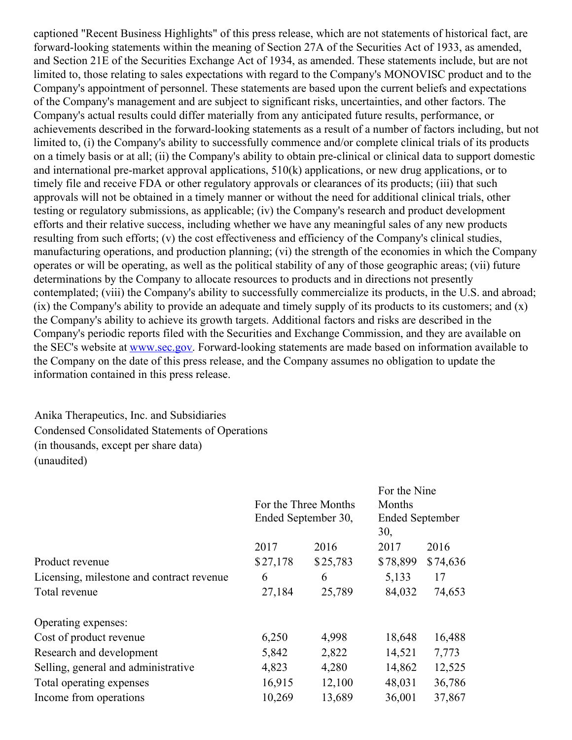captioned "Recent Business Highlights" of this press release, which are not statements of historical fact, are forward-looking statements within the meaning of Section 27A of the Securities Act of 1933, as amended, and Section 21E of the Securities Exchange Act of 1934, as amended. These statements include, but are not limited to, those relating to sales expectations with regard to the Company's MONOVISC product and to the Company's appointment of personnel. These statements are based upon the current beliefs and expectations of the Company's management and are subject to significant risks, uncertainties, and other factors. The Company's actual results could differ materially from any anticipated future results, performance, or achievements described in the forward-looking statements as a result of a number of factors including, but not limited to, (i) the Company's ability to successfully commence and/or complete clinical trials of its products on a timely basis or at all; (ii) the Company's ability to obtain pre-clinical or clinical data to support domestic and international pre-market approval applications, 510(k) applications, or new drug applications, or to timely file and receive FDA or other regulatory approvals or clearances of its products; (iii) that such approvals will not be obtained in a timely manner or without the need for additional clinical trials, other testing or regulatory submissions, as applicable; (iv) the Company's research and product development efforts and their relative success, including whether we have any meaningful sales of any new products resulting from such efforts; (v) the cost effectiveness and efficiency of the Company's clinical studies, manufacturing operations, and production planning; (vi) the strength of the economies in which the Company operates or will be operating, as well as the political stability of any of those geographic areas; (vii) future determinations by the Company to allocate resources to products and in directions not presently contemplated; (viii) the Company's ability to successfully commercialize its products, in the U.S. and abroad; (ix) the Company's ability to provide an adequate and timely supply of its products to its customers; and (x) the Company's ability to achieve its growth targets. Additional factors and risks are described in the Company's periodic reports filed with the Securities and Exchange Commission, and they are available on the SEC's website at www.sec.gov. Forward-looking statements are made based on information available to the Company on the date of this press release, and the Company assumes no obligation to update the information contained in this press release.

Anika Therapeutics, Inc. and Subsidiaries
Condensed Consolidated Statements of Operations
(in thousands, except per share data)
(unaudited)

| | For the Three Months Ended September 30, | | For the Nine Months Ended September 30, | |
|---|---|---|---|---|
| | 2017 | 2016 | 2017 | 2016 |
| Product revenue | $27,178 | $25,783 | $78,899 | $74,636 |
| Licensing, milestone and contract revenue | 6 | 6 | 5,133 | 17 |
| Total revenue | 27,184 | 25,789 | 84,032 | 74,653 |
| | | | | |
| Operating expenses: | | | | |
| Cost of product revenue | 6,250 | 4,998 | 18,648 | 16,488 |
| Research and development | 5,842 | 2,822 | 14,521 | 7,773 |
| Selling, general and administrative | 4,823 | 4,280 | 14,862 | 12,525 |
| Total operating expenses | 16,915 | 12,100 | 48,031 | 36,786 |
| Income from operations | 10,269 | 13,689 | 36,001 | 37,867 |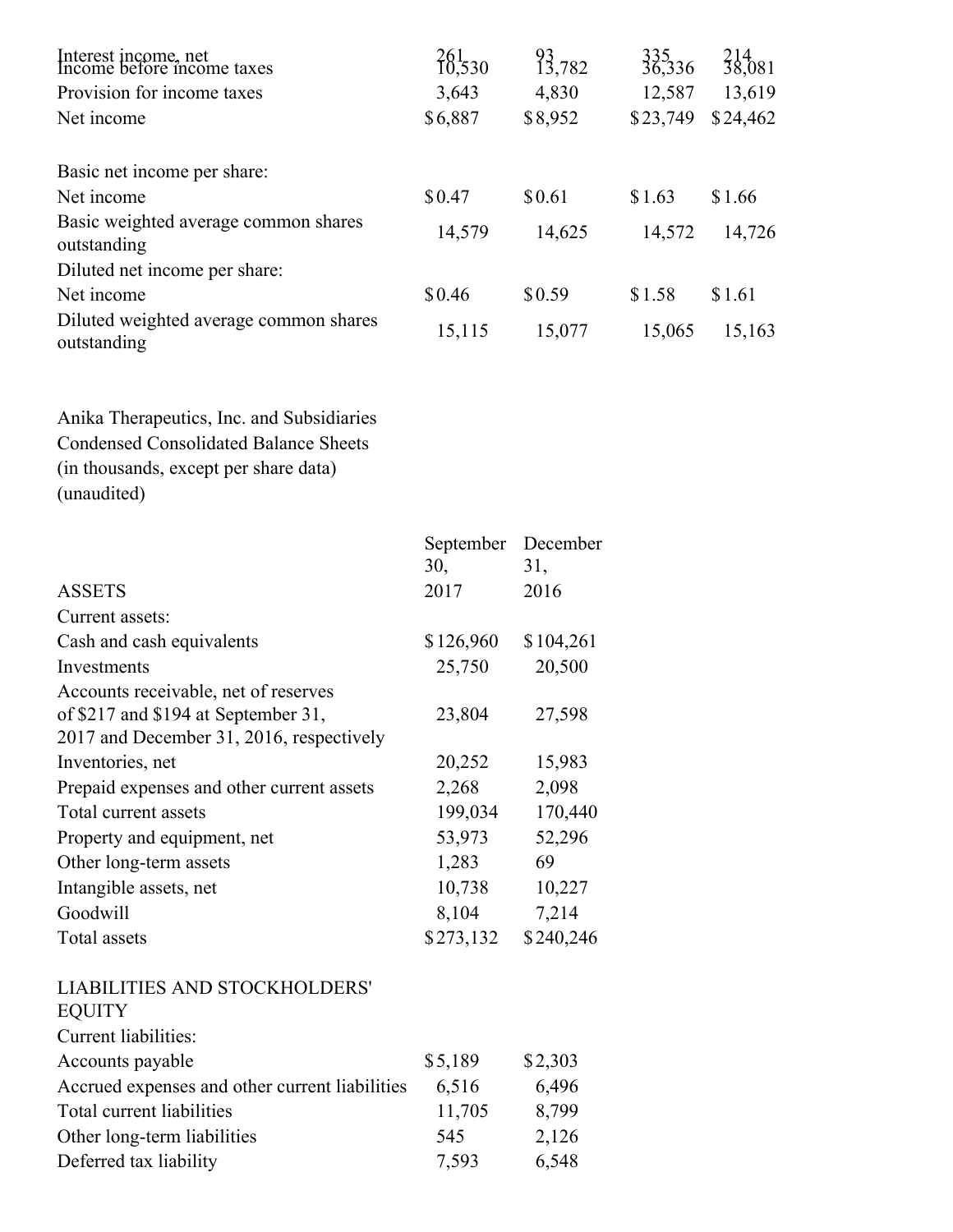| | | | | |
|---|---|---|---|---|
| Interest income, net | 261 | 93 | 335 | 214 |
| Income before income taxes | 10,530 | 13,782 | 36,336 | 38,081 |
| Provision for income taxes | 3,643 | 4,830 | 12,587 | 13,619 |
| Net income | $6,887 | $8,952 | $23,749 | $24,462 |
| | | | | |
| Basic net income per share: | | | | |
| Net income | $0.47 | $0.61 | $1.63 | $1.66 |
| Basic weighted average common shares outstanding | 14,579 | 14,625 | 14,572 | 14,726 |
| Diluted net income per share: | | | | |
| Net income | $0.46 | $0.59 | $1.58 | $1.61 |
| Diluted weighted average common shares outstanding | 15,115 | 15,077 | 15,065 | 15,163 |

Anika Therapeutics, Inc. and Subsidiaries
Condensed Consolidated Balance Sheets
(in thousands, except per share data)
(unaudited)

| ASSETS | September 30, 2017 | December 31, 2016 |
|---|---|---|
| Current assets: | | |
| Cash and cash equivalents | $126,960 | $104,261 |
| Investments | 25,750 | 20,500 |
| Accounts receivable, net of reserves of $217 and $194 at September 31, 2017 and December 31, 2016, respectively | 23,804 | 27,598 |
| Inventories, net | 20,252 | 15,983 |
| Prepaid expenses and other current assets | 2,268 | 2,098 |
| Total current assets | 199,034 | 170,440 |
| Property and equipment, net | 53,973 | 52,296 |
| Other long-term assets | 1,283 | 69 |
| Intangible assets, net | 10,738 | 10,227 |
| Goodwill | 8,104 | 7,214 |
| Total assets | $273,132 | $240,246 |
| | | |
| LIABILITIES AND STOCKHOLDERS' EQUITY | | |
| Current liabilities: | | |
| Accounts payable | $5,189 | $2,303 |
| Accrued expenses and other current liabilities | 6,516 | 6,496 |
| Total current liabilities | 11,705 | 8,799 |
| Other long-term liabilities | 545 | 2,126 |
| Deferred tax liability | 7,593 | 6,548 |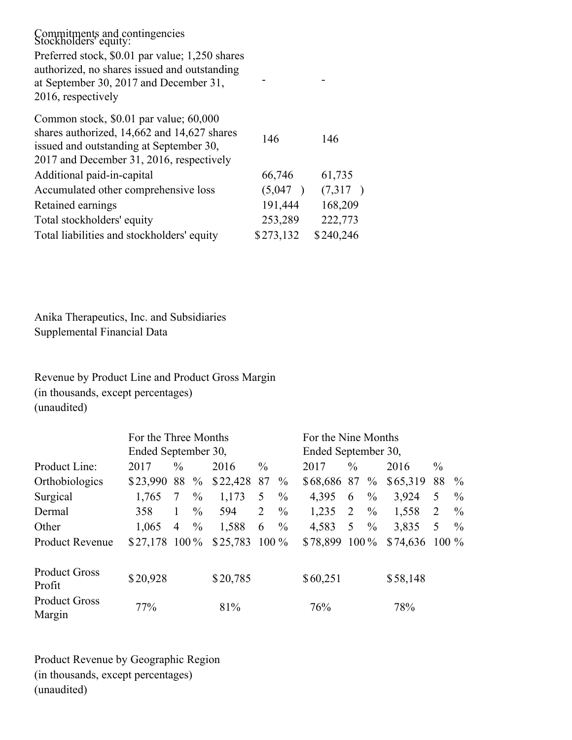| | | |
|---|---|---|
| Commitments and contingencies | | |
| Stockholders' equity: | | |
| Preferred stock, \$0.01 par value; 1,250 shares authorized, no shares issued and outstanding at September 30, 2017 and December 31, 2016, respectively | - | - |
| Common stock, \$0.01 par value; 60,000 shares authorized, 14,662 and 14,627 shares issued and outstanding at September 30, 2017 and December 31, 2016, respectively | 146 | 146 |
| Additional paid-in-capital | 66,746 | 61,735 |
| Accumulated other comprehensive loss | (5,047 ) | (7,317 ) |
| Retained earnings | 191,444 | 168,209 |
| Total stockholders' equity | 253,289 | 222,773 |
| Total liabilities and stockholders' equity | \$273,132 | \$240,246 |

Anika Therapeutics, Inc. and Subsidiaries
Supplemental Financial Data

Revenue by Product Line and Product Gross Margin
(in thousands, except percentages)
(unaudited)

| | For the Three Months Ended September 30, | | | | For the Nine Months Ended September 30, | | | |
|---|---|---|---|---|---|---|---|---|
| Product Line: | 2017 | % | 2016 | % | 2017 | % | 2016 | % |
| Orthobiologics | \$23,990 | 88 % | \$22,428 | 87 % | \$68,686 | 87 % | \$65,319 | 88 % |
| Surgical | 1,765 | 7 % | 1,173 | 5 % | 4,395 | 6 % | 3,924 | 5 % |
| Dermal | 358 | 1 % | 594 | 2 % | 1,235 | 2 % | 1,558 | 2 % |
| Other | 1,065 | 4 % | 1,588 | 6 % | 4,583 | 5 % | 3,835 | 5 % |
| Product Revenue | \$27,178 | 100 % | \$25,783 | 100 % | \$78,899 | 100 % | \$74,636 | 100 % |
| | | | | | | | | |
| Product Gross Profit | \$20,928 | | \$20,785 | | \$60,251 | | \$58,148 | |
| Product Gross Margin | 77% | | 81% | | 76% | | 78% | |

Product Revenue by Geographic Region
(in thousands, except percentages)
(unaudited)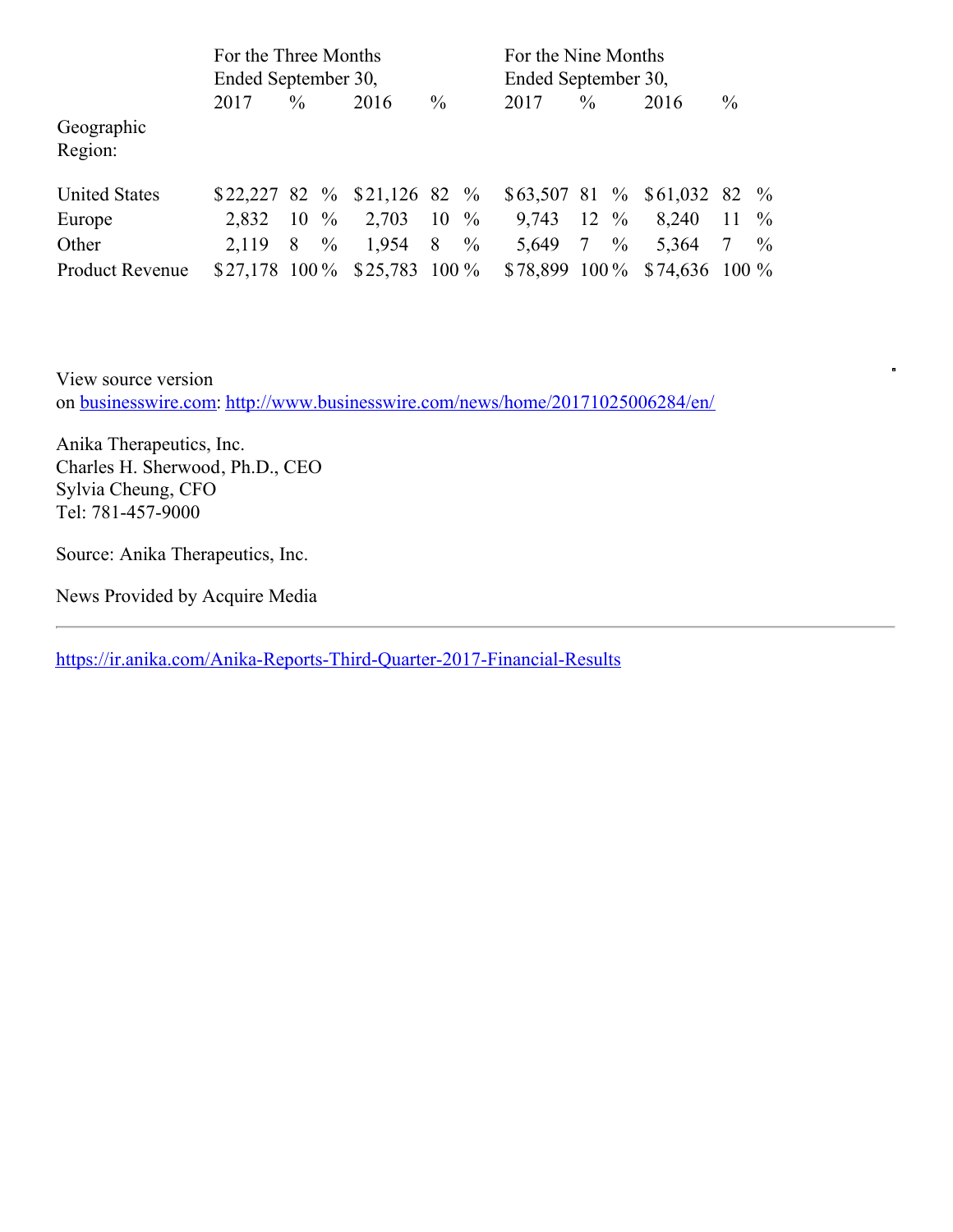| | For the Three Months Ended September 30, | | | | For the Nine Months Ended September 30, | | | |
|---|---|---|---|---|---|---|---|---|
| | 2017 | % | 2016 | % | 2017 | % | 2016 | % |
| Geographic Region: | | | | | | | | |
| United States | $22,227 | 82 % | $21,126 | 82 % | $63,507 | 81 % | $61,032 | 82 % |
| Europe | 2,832 | 10 % | 2,703 | 10 % | 9,743 | 12 % | 8,240 | 11 % |
| Other | 2,119 | 8 % | 1,954 | 8 % | 5,649 | 7 % | 5,364 | 7 % |
| Product Revenue | $27,178 | 100 % | $25,783 | 100 % | $78,899 | 100 % | $74,636 | 100 % |

View source version on businesswire.com: http://www.businesswire.com/news/home/20171025006284/en/

Anika Therapeutics, Inc.
Charles H. Sherwood, Ph.D., CEO
Sylvia Cheung, CFO
Tel: 781-457-9000

Source: Anika Therapeutics, Inc.

News Provided by Acquire Media

---

https://ir.anika.com/Anika-Reports-Third-Quarter-2017-Financial-Results